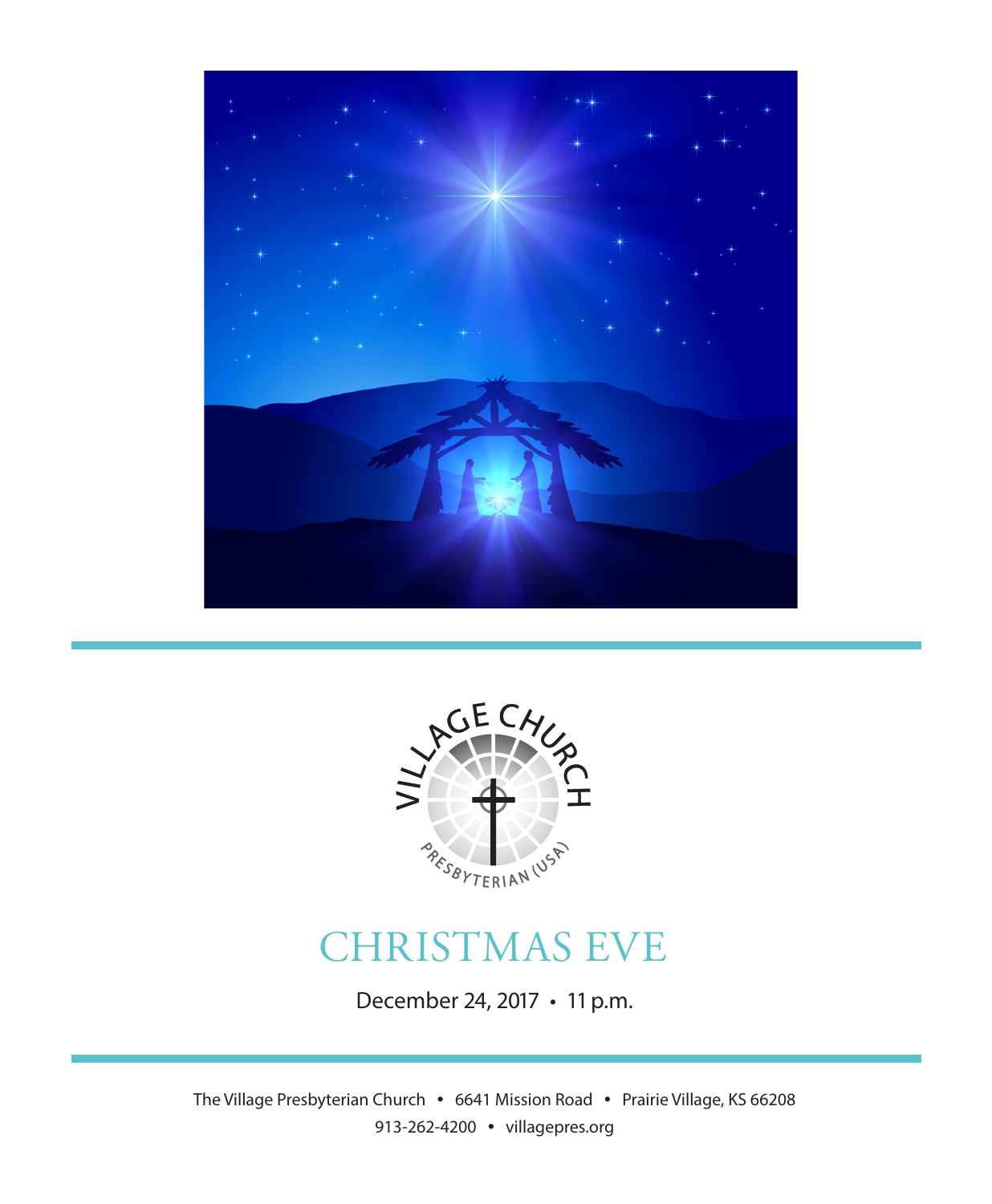# CHRISTMAS EVE

December 24, 2017 • 11 p.m.

The Village Presbyterian Church • 6641 Mission Road • Prairie Village, KS 66208
913-262-4200 • villagepres.org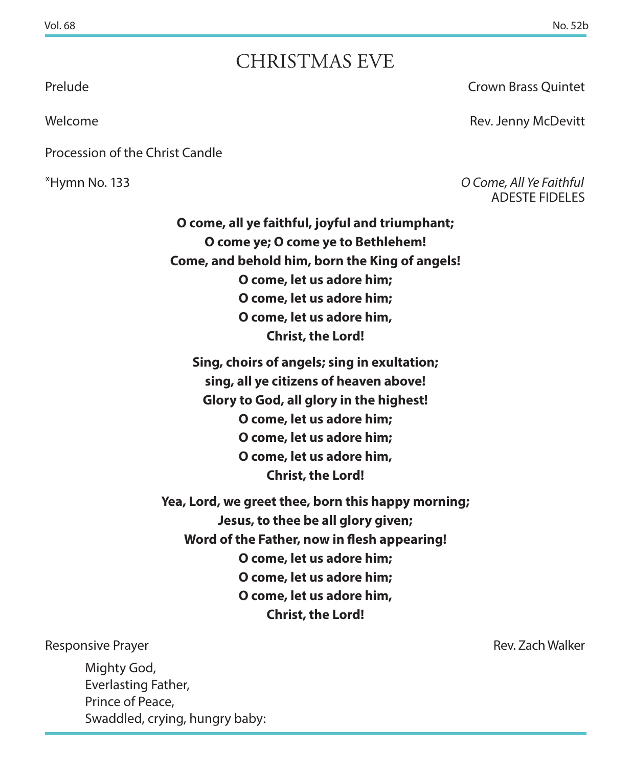# CHRISTMAS EVE

Prelude — Crown Brass Quintet

Welcome — Rev. Jenny McDevitt

Procession of the Christ Candle

*Hymn No. 133 — *O Come, All Ye Faithful*
ADESTE FIDELES

**O come, all ye faithful, joyful and triumphant;**
**O come ye; O come ye to Bethlehem!**
**Come, and behold him, born the King of angels!**
**O come, let us adore him;**
**O come, let us adore him;**
**O come, let us adore him,**
**Christ, the Lord!**

**Sing, choirs of angels; sing in exultation;**
**sing, all ye citizens of heaven above!**
**Glory to God, all glory in the highest!**
**O come, let us adore him;**
**O come, let us adore him;**
**O come, let us adore him,**
**Christ, the Lord!**

**Yea, Lord, we greet thee, born this happy morning;**
**Jesus, to thee be all glory given;**
**Word of the Father, now in flesh appearing!**
**O come, let us adore him;**
**O come, let us adore him;**
**O come, let us adore him,**
**Christ, the Lord!**

Responsive Prayer — Rev. Zach Walker

Mighty God,
Everlasting Father,
Prince of Peace,
Swaddled, crying, hungry baby: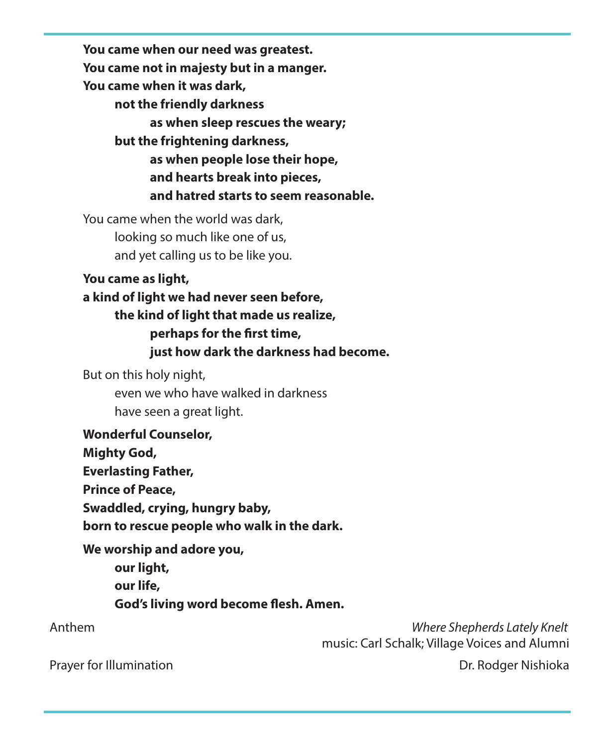**You came when our need was greatest.**
**You came not in majesty but in a manger.**
**You came when it was dark,**
**not the friendly darkness**
**as when sleep rescues the weary;**
**but the frightening darkness,**
**as when people lose their hope,**
**and hearts break into pieces,**
**and hatred starts to seem reasonable.**

You came when the world was dark,
looking so much like one of us,
and yet calling us to be like you.

**You came as light,**
**a kind of light we had never seen before,**
**the kind of light that made us realize,**
**perhaps for the first time,**
**just how dark the darkness had become.**

But on this holy night,
even we who have walked in darkness
have seen a great light.

**Wonderful Counselor,**
**Mighty God,**
**Everlasting Father,**
**Prince of Peace,**
**Swaddled, crying, hungry baby,**
**born to rescue people who walk in the dark.**

**We worship and adore you,**
**our light,**
**our life,**
**God's living word become flesh. Amen.**

Anthem — *Where Shepherds Lately Knelt*
music: Carl Schalk; Village Voices and Alumni

Prayer for Illumination — Dr. Rodger Nishioka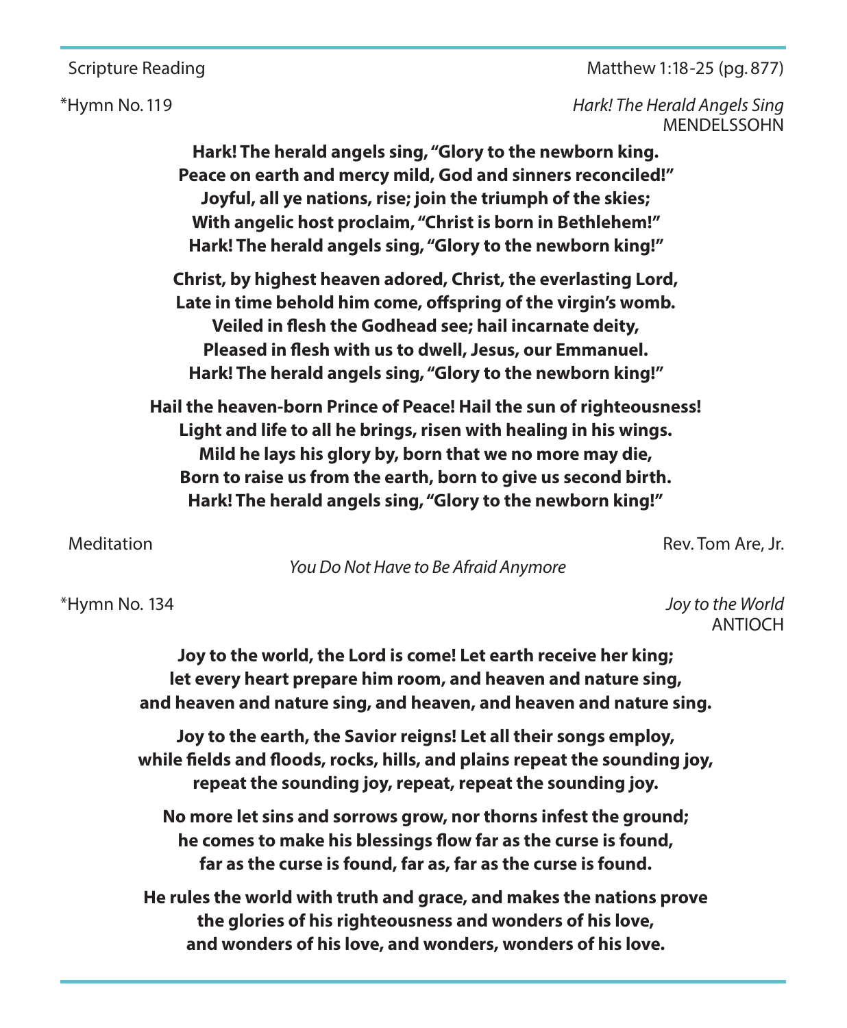Scripture Reading Matthew 1:18-25 (pg. 877)

*Hymn No. 119 *Hark! The Herald Angels Sing*
MENDELSSOHN

**Hark! The herald angels sing, "Glory to the newborn king.**
**Peace on earth and mercy mild, God and sinners reconciled!"**
**Joyful, all ye nations, rise; join the triumph of the skies;**
**With angelic host proclaim, "Christ is born in Bethlehem!"**
**Hark! The herald angels sing, "Glory to the newborn king!"**

**Christ, by highest heaven adored, Christ, the everlasting Lord,**
**Late in time behold him come, offspring of the virgin's womb.**
**Veiled in flesh the Godhead see; hail incarnate deity,**
**Pleased in flesh with us to dwell, Jesus, our Emmanuel.**
**Hark! The herald angels sing, "Glory to the newborn king!"**

**Hail the heaven-born Prince of Peace! Hail the sun of righteousness!**
**Light and life to all he brings, risen with healing in his wings.**
**Mild he lays his glory by, born that we no more may die,**
**Born to raise us from the earth, born to give us second birth.**
**Hark! The herald angels sing, "Glory to the newborn king!"**

Meditation Rev. Tom Are, Jr.

*You Do Not Have to Be Afraid Anymore*

*Hymn No. 134 *Joy to the World*
ANTIOCH

**Joy to the world, the Lord is come! Let earth receive her king;**
**let every heart prepare him room, and heaven and nature sing,**
**and heaven and nature sing, and heaven, and heaven and nature sing.**

**Joy to the earth, the Savior reigns! Let all their songs employ,**
**while fields and floods, rocks, hills, and plains repeat the sounding joy,**
**repeat the sounding joy, repeat, repeat the sounding joy.**

**No more let sins and sorrows grow, nor thorns infest the ground;**
**he comes to make his blessings flow far as the curse is found,**
**far as the curse is found, far as, far as the curse is found.**

**He rules the world with truth and grace, and makes the nations prove**
**the glories of his righteousness and wonders of his love,**
**and wonders of his love, and wonders, wonders of his love.**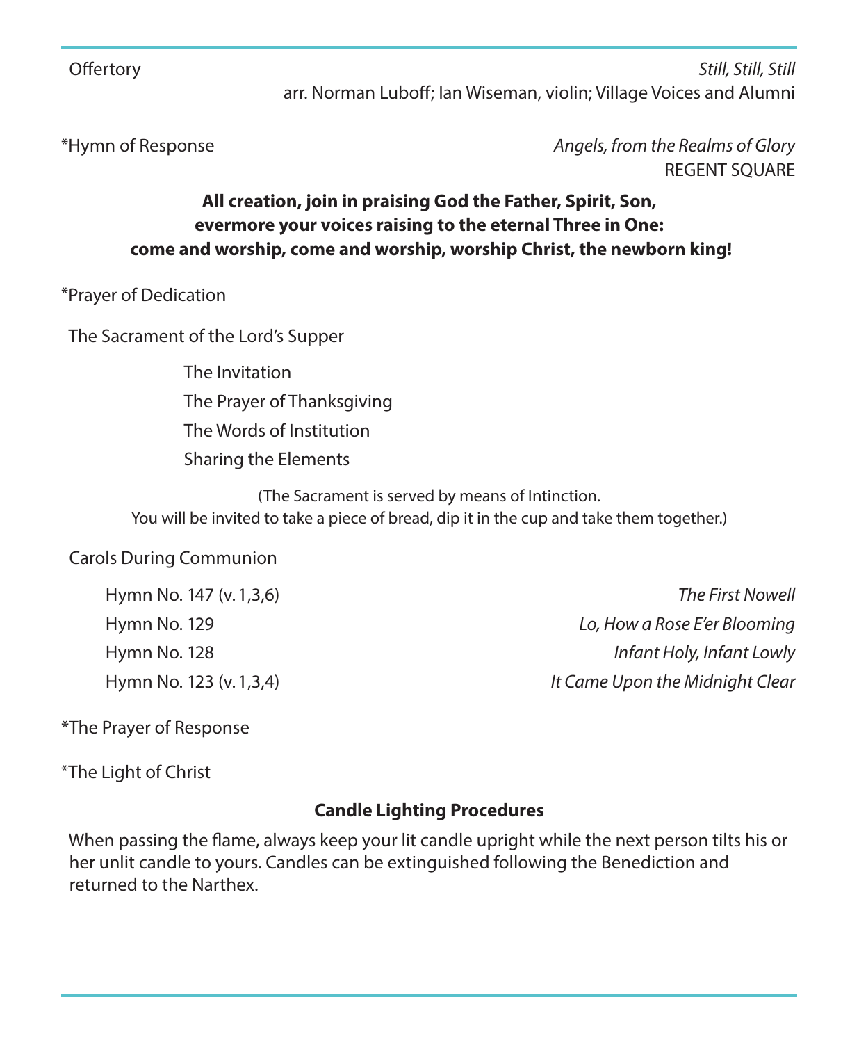Offertory *Still, Still, Still*
arr. Norman Luboff; Ian Wiseman, violin; Village Voices and Alumni

*Hymn of Response *Angels, from the Realms of Glory*
REGENT SQUARE

**All creation, join in praising God the Father, Spirit, Son,**
**evermore your voices raising to the eternal Three in One:**
**come and worship, come and worship, worship Christ, the newborn king!**

*Prayer of Dedication

The Sacrament of the Lord's Supper

The Invitation

The Prayer of Thanksgiving

The Words of Institution

Sharing the Elements

(The Sacrament is served by means of Intinction.
You will be invited to take a piece of bread, dip it in the cup and take them together.)

Carols During Communion

Hymn No. 147 (v. 1,3,6) *The First Nowell*

Hymn No. 129 *Lo, How a Rose E'er Blooming*

Hymn No. 128 *Infant Holy, Infant Lowly*

Hymn No. 123 (v. 1,3,4) *It Came Upon the Midnight Clear*

*The Prayer of Response

*The Light of Christ

**Candle Lighting Procedures**

When passing the flame, always keep your lit candle upright while the next person tilts his or her unlit candle to yours. Candles can be extinguished following the Benediction and returned to the Narthex.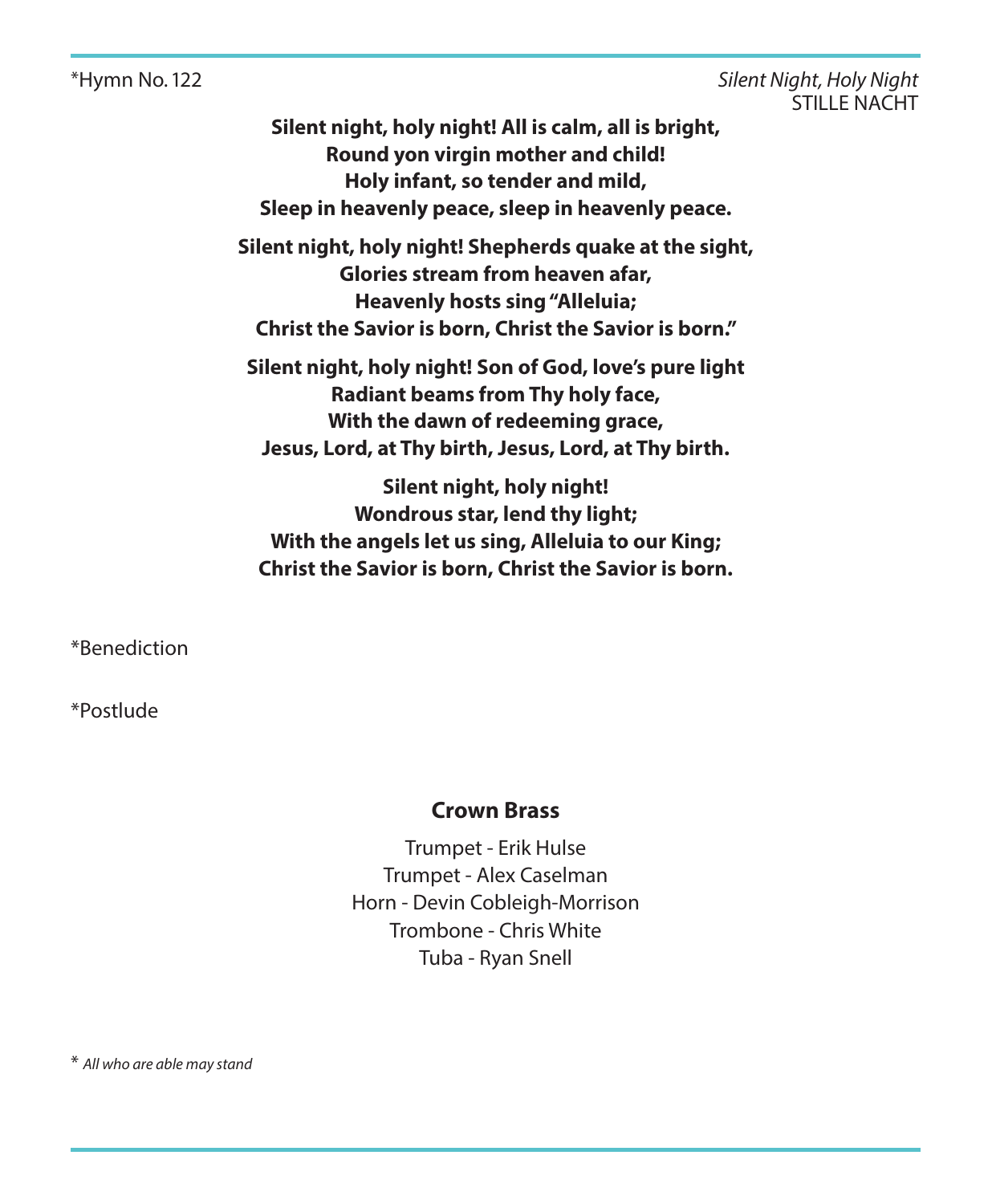*Hymn No. 122 *Silent Night, Holy Night*
STILLE NACHT

**Silent night, holy night! All is calm, all is bright,**
**Round yon virgin mother and child!**
**Holy infant, so tender and mild,**
**Sleep in heavenly peace, sleep in heavenly peace.**

**Silent night, holy night! Shepherds quake at the sight,**
**Glories stream from heaven afar,**
**Heavenly hosts sing "Alleluia;**
**Christ the Savior is born, Christ the Savior is born."**

**Silent night, holy night! Son of God, love's pure light**
**Radiant beams from Thy holy face,**
**With the dawn of redeeming grace,**
**Jesus, Lord, at Thy birth, Jesus, Lord, at Thy birth.**

**Silent night, holy night!**
**Wondrous star, lend thy light;**
**With the angels let us sing, Alleluia to our King;**
**Christ the Savior is born, Christ the Savior is born.**

*Benediction

*Postlude

**Crown Brass**

Trumpet - Erik Hulse
Trumpet - Alex Caselman
Horn - Devin Cobleigh-Morrison
Trombone - Chris White
Tuba - Ryan Snell

* *All who are able may stand*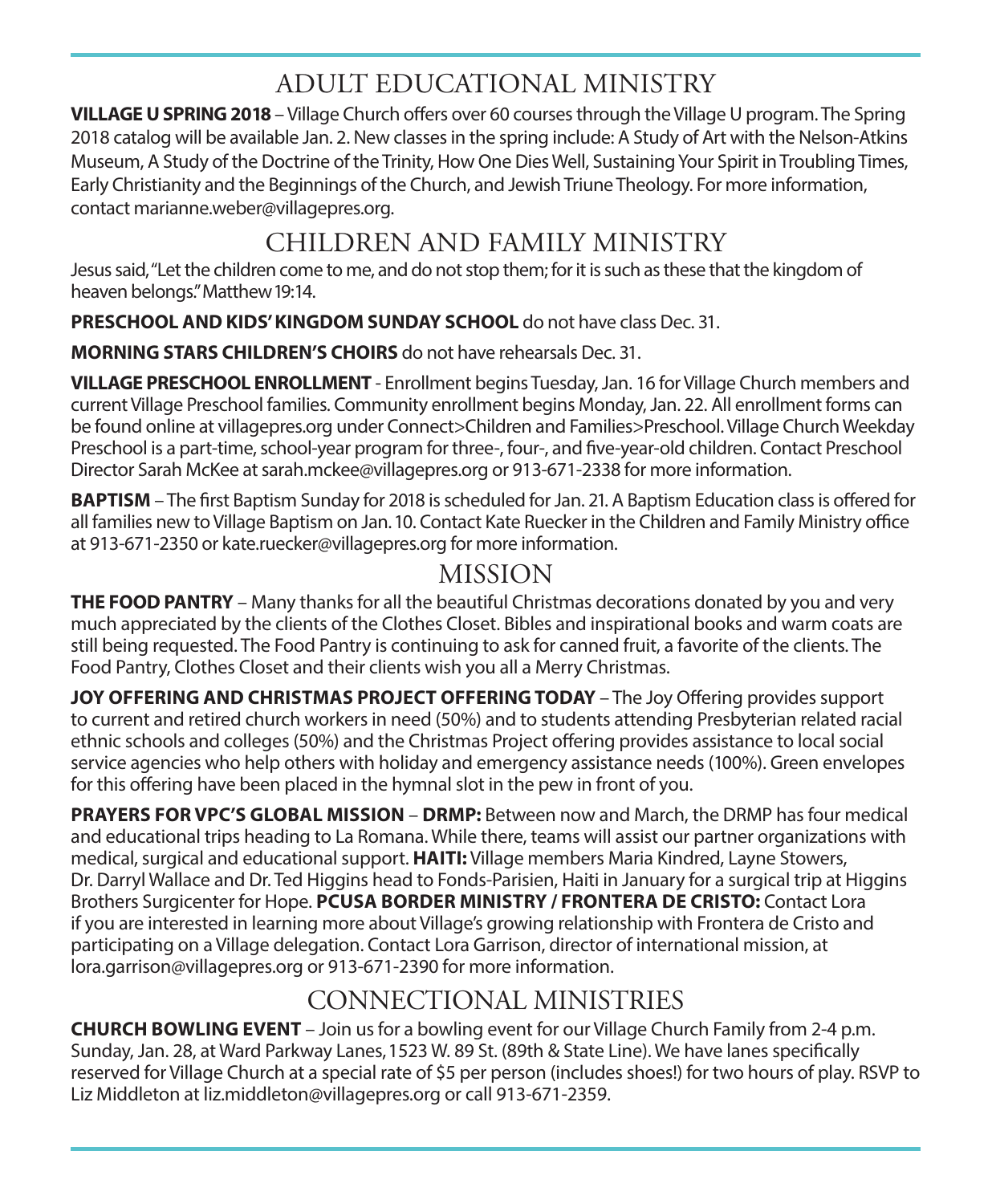## ADULT EDUCATIONAL MINISTRY

**VILLAGE U SPRING 2018** – Village Church offers over 60 courses through the Village U program. The Spring 2018 catalog will be available Jan. 2. New classes in the spring include: A Study of Art with the Nelson-Atkins Museum, A Study of the Doctrine of the Trinity, How One Dies Well, Sustaining Your Spirit in Troubling Times, Early Christianity and the Beginnings of the Church, and Jewish Triune Theology. For more information, contact marianne.weber@villagepres.org.

## CHILDREN AND FAMILY MINISTRY

Jesus said, "Let the children come to me, and do not stop them; for it is such as these that the kingdom of heaven belongs." Matthew 19:14.

**PRESCHOOL AND KIDS' KINGDOM SUNDAY SCHOOL** do not have class Dec. 31.

**MORNING STARS CHILDREN'S CHOIRS** do not have rehearsals Dec. 31.

**VILLAGE PRESCHOOL ENROLLMENT** - Enrollment begins Tuesday, Jan. 16 for Village Church members and current Village Preschool families. Community enrollment begins Monday, Jan. 22. All enrollment forms can be found online at villagepres.org under Connect>Children and Families>Preschool. Village Church Weekday Preschool is a part-time, school-year program for three-, four-, and five-year-old children. Contact Preschool Director Sarah McKee at sarah.mckee@villagepres.org or 913-671-2338 for more information.

**BAPTISM** – The first Baptism Sunday for 2018 is scheduled for Jan. 21. A Baptism Education class is offered for all families new to Village Baptism on Jan. 10. Contact Kate Ruecker in the Children and Family Ministry office at 913-671-2350 or kate.ruecker@villagepres.org for more information.

## MISSION

**THE FOOD PANTRY** – Many thanks for all the beautiful Christmas decorations donated by you and very much appreciated by the clients of the Clothes Closet. Bibles and inspirational books and warm coats are still being requested. The Food Pantry is continuing to ask for canned fruit, a favorite of the clients. The Food Pantry, Clothes Closet and their clients wish you all a Merry Christmas.

**JOY OFFERING AND CHRISTMAS PROJECT OFFERING TODAY** – The Joy Offering provides support to current and retired church workers in need (50%) and to students attending Presbyterian related racial ethnic schools and colleges (50%) and the Christmas Project offering provides assistance to local social service agencies who help others with holiday and emergency assistance needs (100%). Green envelopes for this offering have been placed in the hymnal slot in the pew in front of you.

**PRAYERS FOR VPC'S GLOBAL MISSION** – **DRMP:** Between now and March, the DRMP has four medical and educational trips heading to La Romana. While there, teams will assist our partner organizations with medical, surgical and educational support. **HAITI:** Village members Maria Kindred, Layne Stowers, Dr. Darryl Wallace and Dr. Ted Higgins head to Fonds-Parisien, Haiti in January for a surgical trip at Higgins Brothers Surgicenter for Hope. **PCUSA BORDER MINISTRY / FRONTERA DE CRISTO:** Contact Lora if you are interested in learning more about Village's growing relationship with Frontera de Cristo and participating on a Village delegation. Contact Lora Garrison, director of international mission, at lora.garrison@villagepres.org or 913-671-2390 for more information.

## CONNECTIONAL MINISTRIES

**CHURCH BOWLING EVENT** – Join us for a bowling event for our Village Church Family from 2-4 p.m. Sunday, Jan. 28, at Ward Parkway Lanes, 1523 W. 89 St. (89th & State Line). We have lanes specifically reserved for Village Church at a special rate of $5 per person (includes shoes!) for two hours of play. RSVP to Liz Middleton at liz.middleton@villagepres.org or call 913-671-2359.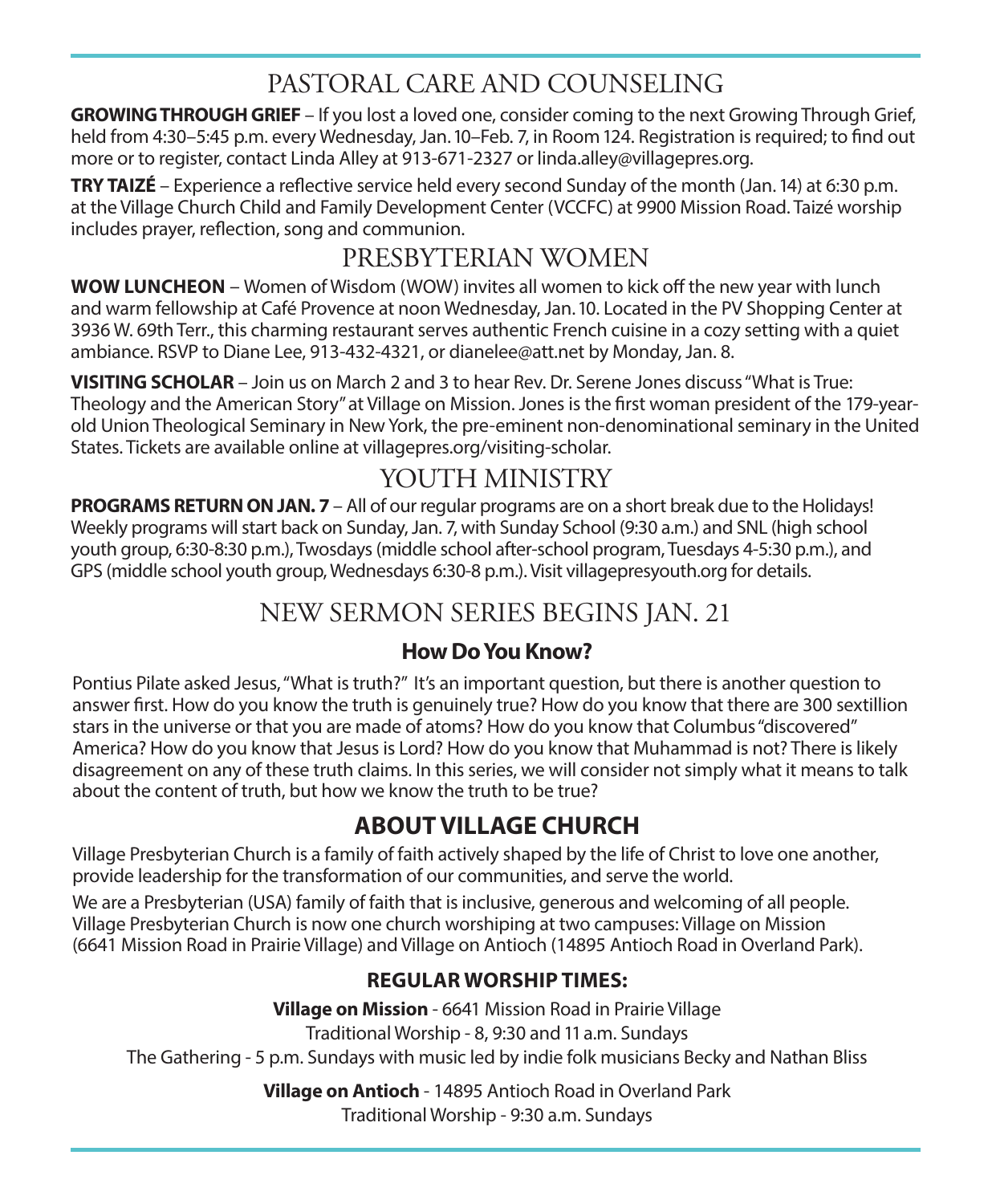## PASTORAL CARE AND COUNSELING

**GROWING THROUGH GRIEF** – If you lost a loved one, consider coming to the next Growing Through Grief, held from 4:30–5:45 p.m. every Wednesday, Jan. 10–Feb. 7, in Room 124. Registration is required; to find out more or to register, contact Linda Alley at 913-671-2327 or linda.alley@villagepres.org.

**TRY TAIZÉ** – Experience a reflective service held every second Sunday of the month (Jan. 14) at 6:30 p.m. at the Village Church Child and Family Development Center (VCCFC) at 9900 Mission Road. Taizé worship includes prayer, reflection, song and communion.

## PRESBYTERIAN WOMEN

**WOW LUNCHEON** – Women of Wisdom (WOW) invites all women to kick off the new year with lunch and warm fellowship at Café Provence at noon Wednesday, Jan. 10. Located in the PV Shopping Center at 3936 W. 69th Terr., this charming restaurant serves authentic French cuisine in a cozy setting with a quiet ambiance. RSVP to Diane Lee, 913-432-4321, or dianelee@att.net by Monday, Jan. 8.

**VISITING SCHOLAR** – Join us on March 2 and 3 to hear Rev. Dr. Serene Jones discuss "What is True: Theology and the American Story" at Village on Mission. Jones is the first woman president of the 179-year-old Union Theological Seminary in New York, the pre-eminent non-denominational seminary in the United States. Tickets are available online at villagepres.org/visiting-scholar.

## YOUTH MINISTRY

**PROGRAMS RETURN ON JAN. 7** – All of our regular programs are on a short break due to the Holidays! Weekly programs will start back on Sunday, Jan. 7, with Sunday School (9:30 a.m.) and SNL (high school youth group, 6:30-8:30 p.m.), Twosdays (middle school after-school program, Tuesdays 4-5:30 p.m.), and GPS (middle school youth group, Wednesdays 6:30-8 p.m.). Visit villagepresyouth.org for details.

## NEW SERMON SERIES BEGINS JAN. 21

### How Do You Know?

Pontius Pilate asked Jesus, "What is truth?" It's an important question, but there is another question to answer first. How do you know the truth is genuinely true? How do you know that there are 300 sextillion stars in the universe or that you are made of atoms? How do you know that Columbus "discovered" America? How do you know that Jesus is Lord? How do you know that Muhammad is not? There is likely disagreement on any of these truth claims. In this series, we will consider not simply what it means to talk about the content of truth, but how we know the truth to be true?

## ABOUT VILLAGE CHURCH

Village Presbyterian Church is a family of faith actively shaped by the life of Christ to love one another, provide leadership for the transformation of our communities, and serve the world.

We are a Presbyterian (USA) family of faith that is inclusive, generous and welcoming of all people. Village Presbyterian Church is now one church worshiping at two campuses: Village on Mission (6641 Mission Road in Prairie Village) and Village on Antioch (14895 Antioch Road in Overland Park).

### REGULAR WORSHIP TIMES:

**Village on Mission** - 6641 Mission Road in Prairie Village

Traditional Worship - 8, 9:30 and 11 a.m. Sundays

The Gathering - 5 p.m. Sundays with music led by indie folk musicians Becky and Nathan Bliss

**Village on Antioch** - 14895 Antioch Road in Overland Park

Traditional Worship - 9:30 a.m. Sundays